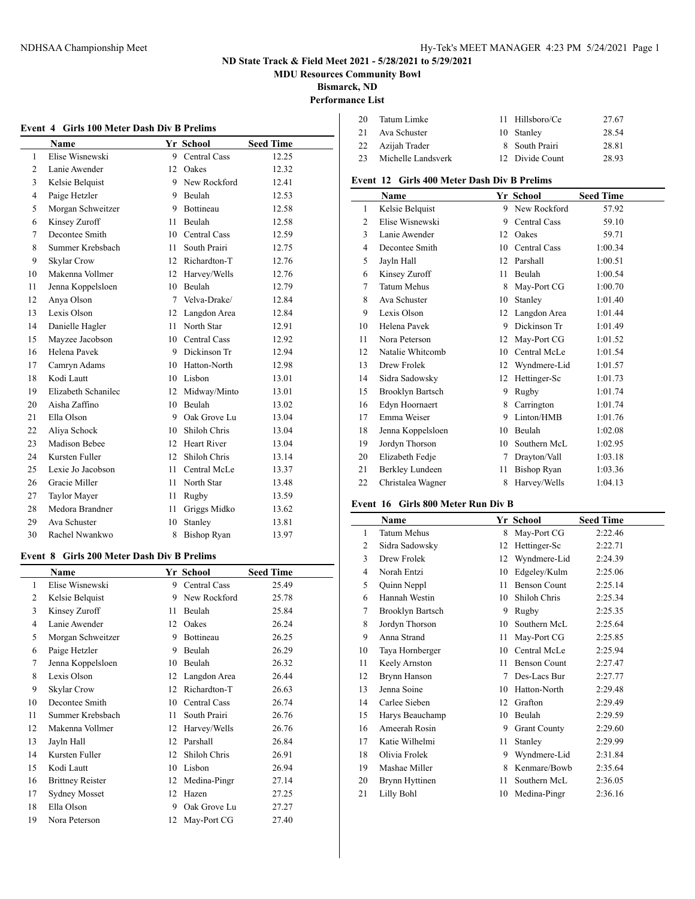## ND State Track & Field Meet 2021 - 5/28/2021 to 5/29/2021

**MDU Resources Community Bowl**

**Bismarck, ND**

**Performance List**

### Event 4 Girls 100 Meter Dash Div B Prelims

| | Name | Yr | School | Seed Time |
|---|---|---|---|---|
| 1 | Elise Wisnewski | 9 | Central Cass | 12.25 |
| 2 | Lanie Awender | 12 | Oakes | 12.32 |
| 3 | Kelsie Belquist | 9 | New Rockford | 12.41 |
| 4 | Paige Hetzler | 9 | Beulah | 12.53 |
| 5 | Morgan Schweitzer | 9 | Bottineau | 12.58 |
| 6 | Kinsey Zuroff | 11 | Beulah | 12.58 |
| 7 | Decontee Smith | 10 | Central Cass | 12.59 |
| 8 | Summer Krebsbach | 11 | South Prairi | 12.75 |
| 9 | Skylar Crow | 12 | Richardton-T | 12.76 |
| 10 | Makenna Vollmer | 12 | Harvey/Wells | 12.76 |
| 11 | Jenna Koppelsloen | 10 | Beulah | 12.79 |
| 12 | Anya Olson | 7 | Velva-Drake/ | 12.84 |
| 13 | Lexis Olson | 12 | Langdon Area | 12.84 |
| 14 | Danielle Hagler | 11 | North Star | 12.91 |
| 15 | Mayzee Jacobson | 10 | Central Cass | 12.92 |
| 16 | Helena Pavek | 9 | Dickinson Tr | 12.94 |
| 17 | Camryn Adams | 10 | Hatton-North | 12.98 |
| 18 | Kodi Lautt | 10 | Lisbon | 13.01 |
| 19 | Elizabeth Schanilec | 12 | Midway/Minto | 13.01 |
| 20 | Aisha Zaffino | 10 | Beulah | 13.02 |
| 21 | Ella Olson | 9 | Oak Grove Lu | 13.04 |
| 22 | Aliya Schock | 10 | Shiloh Chris | 13.04 |
| 23 | Madison Bebee | 12 | Heart River | 13.04 |
| 24 | Kursten Fuller | 12 | Shiloh Chris | 13.14 |
| 25 | Lexie Jo Jacobson | 11 | Central McLe | 13.37 |
| 26 | Gracie Miller | 11 | North Star | 13.48 |
| 27 | Taylor Mayer | 11 | Rugby | 13.59 |
| 28 | Medora Brandner | 11 | Griggs Midko | 13.62 |
| 29 | Ava Schuster | 10 | Stanley | 13.81 |
| 30 | Rachel Nwankwo | 8 | Bishop Ryan | 13.97 |

### Event 8 Girls 200 Meter Dash Div B Prelims

| | Name | Yr | School | Seed Time |
|---|---|---|---|---|
| 1 | Elise Wisnewski | 9 | Central Cass | 25.49 |
| 2 | Kelsie Belquist | 9 | New Rockford | 25.78 |
| 3 | Kinsey Zuroff | 11 | Beulah | 25.84 |
| 4 | Lanie Awender | 12 | Oakes | 26.24 |
| 5 | Morgan Schweitzer | 9 | Bottineau | 26.25 |
| 6 | Paige Hetzler | 9 | Beulah | 26.29 |
| 7 | Jenna Koppelsloen | 10 | Beulah | 26.32 |
| 8 | Lexis Olson | 12 | Langdon Area | 26.44 |
| 9 | Skylar Crow | 12 | Richardton-T | 26.63 |
| 10 | Decontee Smith | 10 | Central Cass | 26.74 |
| 11 | Summer Krebsbach | 11 | South Prairi | 26.76 |
| 12 | Makenna Vollmer | 12 | Harvey/Wells | 26.76 |
| 13 | Jayln Hall | 12 | Parshall | 26.84 |
| 14 | Kursten Fuller | 12 | Shiloh Chris | 26.91 |
| 15 | Kodi Lautt | 10 | Lisbon | 26.94 |
| 16 | Brittney Reister | 12 | Medina-Pingr | 27.14 |
| 17 | Sydney Mosset | 12 | Hazen | 27.25 |
| 18 | Ella Olson | 9 | Oak Grove Lu | 27.27 |
| 19 | Nora Peterson | 12 | May-Port CG | 27.40 |
| 20 | Tatum Limke | 11 | Hillsboro/Ce | 27.67 |
| 21 | Ava Schuster | 10 | Stanley | 28.54 |
| 22 | Azijah Trader | 8 | South Prairi | 28.81 |
| 23 | Michelle Landsverk | 12 | Divide Count | 28.93 |

### Event 12 Girls 400 Meter Dash Div B Prelims

| | Name | Yr | School | Seed Time |
|---|---|---|---|---|
| 1 | Kelsie Belquist | 9 | New Rockford | 57.92 |
| 2 | Elise Wisnewski | 9 | Central Cass | 59.10 |
| 3 | Lanie Awender | 12 | Oakes | 59.71 |
| 4 | Decontee Smith | 10 | Central Cass | 1:00.34 |
| 5 | Jayln Hall | 12 | Parshall | 1:00.51 |
| 6 | Kinsey Zuroff | 11 | Beulah | 1:00.54 |
| 7 | Tatum Mehus | 8 | May-Port CG | 1:00.70 |
| 8 | Ava Schuster | 10 | Stanley | 1:01.40 |
| 9 | Lexis Olson | 12 | Langdon Area | 1:01.44 |
| 10 | Helena Pavek | 9 | Dickinson Tr | 1:01.49 |
| 11 | Nora Peterson | 12 | May-Port CG | 1:01.52 |
| 12 | Natalie Whitcomb | 10 | Central McLe | 1:01.54 |
| 13 | Drew Frolek | 12 | Wyndmere-Lid | 1:01.57 |
| 14 | Sidra Sadowsky | 12 | Hettinger-Sc | 1:01.73 |
| 15 | Brooklyn Bartsch | 9 | Rugby | 1:01.74 |
| 16 | Edyn Hoornaert | 8 | Carrington | 1:01.74 |
| 17 | Emma Weiser | 9 | Linton/HMB | 1:01.76 |
| 18 | Jenna Koppelsloen | 10 | Beulah | 1:02.08 |
| 19 | Jordyn Thorson | 10 | Southern McL | 1:02.95 |
| 20 | Elizabeth Fedje | 7 | Drayton/Vall | 1:03.18 |
| 21 | Berkley Lundeen | 11 | Bishop Ryan | 1:03.36 |
| 22 | Christalea Wagner | 8 | Harvey/Wells | 1:04.13 |

### Event 16 Girls 800 Meter Run Div B

| | Name | Yr | School | Seed Time |
|---|---|---|---|---|
| 1 | Tatum Mehus | 8 | May-Port CG | 2:22.46 |
| 2 | Sidra Sadowsky | 12 | Hettinger-Sc | 2:22.71 |
| 3 | Drew Frolek | 12 | Wyndmere-Lid | 2:24.39 |
| 4 | Norah Entzi | 10 | Edgeley/Kulm | 2:25.06 |
| 5 | Quinn Neppl | 11 | Benson Count | 2:25.14 |
| 6 | Hannah Westin | 10 | Shiloh Chris | 2:25.34 |
| 7 | Brooklyn Bartsch | 9 | Rugby | 2:25.35 |
| 8 | Jordyn Thorson | 10 | Southern McL | 2:25.64 |
| 9 | Anna Strand | 11 | May-Port CG | 2:25.85 |
| 10 | Taya Hornberger | 10 | Central McLe | 2:25.94 |
| 11 | Keely Arnston | 11 | Benson Count | 2:27.47 |
| 12 | Brynn Hanson | 7 | Des-Lacs Bur | 2:27.77 |
| 13 | Jenna Soine | 10 | Hatton-North | 2:29.48 |
| 14 | Carlee Sieben | 12 | Grafton | 2:29.49 |
| 15 | Harys Beauchamp | 10 | Beulah | 2:29.59 |
| 16 | Ameerah Rosin | 9 | Grant County | 2:29.60 |
| 17 | Katie Wilhelmi | 11 | Stanley | 2:29.99 |
| 18 | Olivia Frolek | 9 | Wyndmere-Lid | 2:31.84 |
| 19 | Mashae Miller | 8 | Kenmare/Bowb | 2:35.64 |
| 20 | Brynn Hyttinen | 11 | Southern McL | 2:36.05 |
| 21 | Lilly Bohl | 10 | Medina-Pingr | 2:36.16 |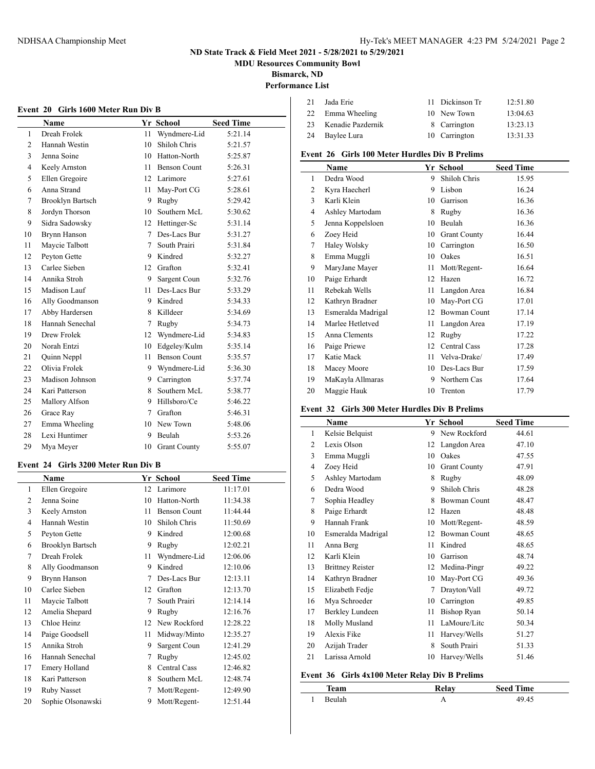## ND State Track & Field Meet 2021 - 5/28/2021 to 5/29/2021

**MDU Resources Community Bowl**

**Bismarck, ND**

**Performance List**

### Event 20 Girls 1600 Meter Run Div B

| | Name | Yr | School | Seed Time |
|---|---|---|---|---|
| 1 | Dreah Frolek | 11 | Wyndmere-Lid | 5:21.14 |
| 2 | Hannah Westin | 10 | Shiloh Chris | 5:21.57 |
| 3 | Jenna Soine | 10 | Hatton-North | 5:25.87 |
| 4 | Keely Arnston | 11 | Benson Count | 5:26.31 |
| 5 | Ellen Gregoire | 12 | Larimore | 5:27.61 |
| 6 | Anna Strand | 11 | May-Port CG | 5:28.61 |
| 7 | Brooklyn Bartsch | 9 | Rugby | 5:29.42 |
| 8 | Jordyn Thorson | 10 | Southern McL | 5:30.62 |
| 9 | Sidra Sadowsky | 12 | Hettinger-Sc | 5:31.14 |
| 10 | Brynn Hanson | 7 | Des-Lacs Bur | 5:31.27 |
| 11 | Maycie Talbott | 7 | South Prairi | 5:31.84 |
| 12 | Peyton Gette | 9 | Kindred | 5:32.27 |
| 13 | Carlee Sieben | 12 | Grafton | 5:32.41 |
| 14 | Annika Stroh | 9 | Sargent Coun | 5:32.76 |
| 15 | Madison Lauf | 11 | Des-Lacs Bur | 5:33.29 |
| 16 | Ally Goodmanson | 9 | Kindred | 5:34.33 |
| 17 | Abby Hardersen | 8 | Killdeer | 5:34.69 |
| 18 | Hannah Senechal | 7 | Rugby | 5:34.73 |
| 19 | Drew Frolek | 12 | Wyndmere-Lid | 5:34.83 |
| 20 | Norah Entzi | 10 | Edgeley/Kulm | 5:35.14 |
| 21 | Quinn Neppl | 11 | Benson Count | 5:35.57 |
| 22 | Olivia Frolek | 9 | Wyndmere-Lid | 5:36.30 |
| 23 | Madison Johnson | 9 | Carrington | 5:37.74 |
| 24 | Kari Patterson | 8 | Southern McL | 5:38.77 |
| 25 | Mallory Alfson | 9 | Hillsboro/Ce | 5:46.22 |
| 26 | Grace Ray | 7 | Grafton | 5:46.31 |
| 27 | Emma Wheeling | 10 | New Town | 5:48.06 |
| 28 | Lexi Huntimer | 9 | Beulah | 5:53.26 |
| 29 | Mya Meyer | 10 | Grant County | 5:55.07 |

### Event 24 Girls 3200 Meter Run Div B

| | Name | Yr | School | Seed Time |
|---|---|---|---|---|
| 1 | Ellen Gregoire | 12 | Larimore | 11:17.01 |
| 2 | Jenna Soine | 10 | Hatton-North | 11:34.38 |
| 3 | Keely Arnston | 11 | Benson Count | 11:44.44 |
| 4 | Hannah Westin | 10 | Shiloh Chris | 11:50.69 |
| 5 | Peyton Gette | 9 | Kindred | 12:00.68 |
| 6 | Brooklyn Bartsch | 9 | Rugby | 12:02.21 |
| 7 | Dreah Frolek | 11 | Wyndmere-Lid | 12:06.06 |
| 8 | Ally Goodmanson | 9 | Kindred | 12:10.06 |
| 9 | Brynn Hanson | 7 | Des-Lacs Bur | 12:13.11 |
| 10 | Carlee Sieben | 12 | Grafton | 12:13.70 |
| 11 | Maycie Talbott | 7 | South Prairi | 12:14.14 |
| 12 | Amelia Shepard | 9 | Rugby | 12:16.76 |
| 13 | Chloe Heinz | 12 | New Rockford | 12:28.22 |
| 14 | Paige Goodsell | 11 | Midway/Minto | 12:35.27 |
| 15 | Annika Stroh | 9 | Sargent Coun | 12:41.29 |
| 16 | Hannah Senechal | 7 | Rugby | 12:45.02 |
| 17 | Emery Holland | 8 | Central Cass | 12:46.82 |
| 18 | Kari Patterson | 8 | Southern McL | 12:48.74 |
| 19 | Ruby Nasset | 7 | Mott/Regent- | 12:49.90 |
| 20 | Sophie Olsonawski | 9 | Mott/Regent- | 12:51.44 |
| 21 | Jada Erie | 11 | Dickinson Tr | 12:51.80 |
| 22 | Emma Wheeling | 10 | New Town | 13:04.63 |
| 23 | Kenadie Pazdernik | 8 | Carrington | 13:23.13 |
| 24 | Baylee Lura | 10 | Carrington | 13:31.33 |

### Event 26 Girls 100 Meter Hurdles Div B Prelims

| | Name | Yr | School | Seed Time |
|---|---|---|---|---|
| 1 | Dedra Wood | 9 | Shiloh Chris | 15.95 |
| 2 | Kyra Haecherl | 9 | Lisbon | 16.24 |
| 3 | Karli Klein | 10 | Garrison | 16.36 |
| 4 | Ashley Martodam | 8 | Rugby | 16.36 |
| 5 | Jenna Koppelsloen | 10 | Beulah | 16.36 |
| 6 | Zoey Heid | 10 | Grant County | 16.44 |
| 7 | Haley Wolsky | 10 | Carrington | 16.50 |
| 8 | Emma Muggli | 10 | Oakes | 16.51 |
| 9 | MaryJane Mayer | 11 | Mott/Regent- | 16.64 |
| 10 | Paige Erhardt | 12 | Hazen | 16.72 |
| 11 | Rebekah Wells | 11 | Langdon Area | 16.84 |
| 12 | Kathryn Bradner | 10 | May-Port CG | 17.01 |
| 13 | Esmeralda Madrigal | 12 | Bowman Count | 17.14 |
| 14 | Marlee Hetletved | 11 | Langdon Area | 17.19 |
| 15 | Anna Clements | 12 | Rugby | 17.22 |
| 16 | Paige Priewe | 12 | Central Cass | 17.28 |
| 17 | Katie Mack | 11 | Velva-Drake/ | 17.49 |
| 18 | Macey Moore | 10 | Des-Lacs Bur | 17.59 |
| 19 | MaKayla Allmaras | 9 | Northern Cas | 17.64 |
| 20 | Maggie Hauk | 10 | Trenton | 17.79 |

### Event 32 Girls 300 Meter Hurdles Div B Prelims

| | Name | Yr | School | Seed Time |
|---|---|---|---|---|
| 1 | Kelsie Belquist | 9 | New Rockford | 44.61 |
| 2 | Lexis Olson | 12 | Langdon Area | 47.10 |
| 3 | Emma Muggli | 10 | Oakes | 47.55 |
| 4 | Zoey Heid | 10 | Grant County | 47.91 |
| 5 | Ashley Martodam | 8 | Rugby | 48.09 |
| 6 | Dedra Wood | 9 | Shiloh Chris | 48.28 |
| 7 | Sophia Headley | 8 | Bowman Count | 48.47 |
| 8 | Paige Erhardt | 12 | Hazen | 48.48 |
| 9 | Hannah Frank | 10 | Mott/Regent- | 48.59 |
| 10 | Esmeralda Madrigal | 12 | Bowman Count | 48.65 |
| 11 | Anna Berg | 11 | Kindred | 48.65 |
| 12 | Karli Klein | 10 | Garrison | 48.74 |
| 13 | Brittney Reister | 12 | Medina-Pingr | 49.22 |
| 14 | Kathryn Bradner | 10 | May-Port CG | 49.36 |
| 15 | Elizabeth Fedje | 7 | Drayton/Vall | 49.72 |
| 16 | Mya Schroeder | 10 | Carrington | 49.85 |
| 17 | Berkley Lundeen | 11 | Bishop Ryan | 50.14 |
| 18 | Molly Musland | 11 | LaMoure/Litc | 50.34 |
| 19 | Alexis Fike | 11 | Harvey/Wells | 51.27 |
| 20 | Azijah Trader | 8 | South Prairi | 51.33 |
| 21 | Larissa Arnold | 10 | Harvey/Wells | 51.46 |

### Event 36 Girls 4x100 Meter Relay Div B Prelims

| | Team | Relay | Seed Time |
|---|---|---|---|
| 1 | Beulah | A | 49.45 |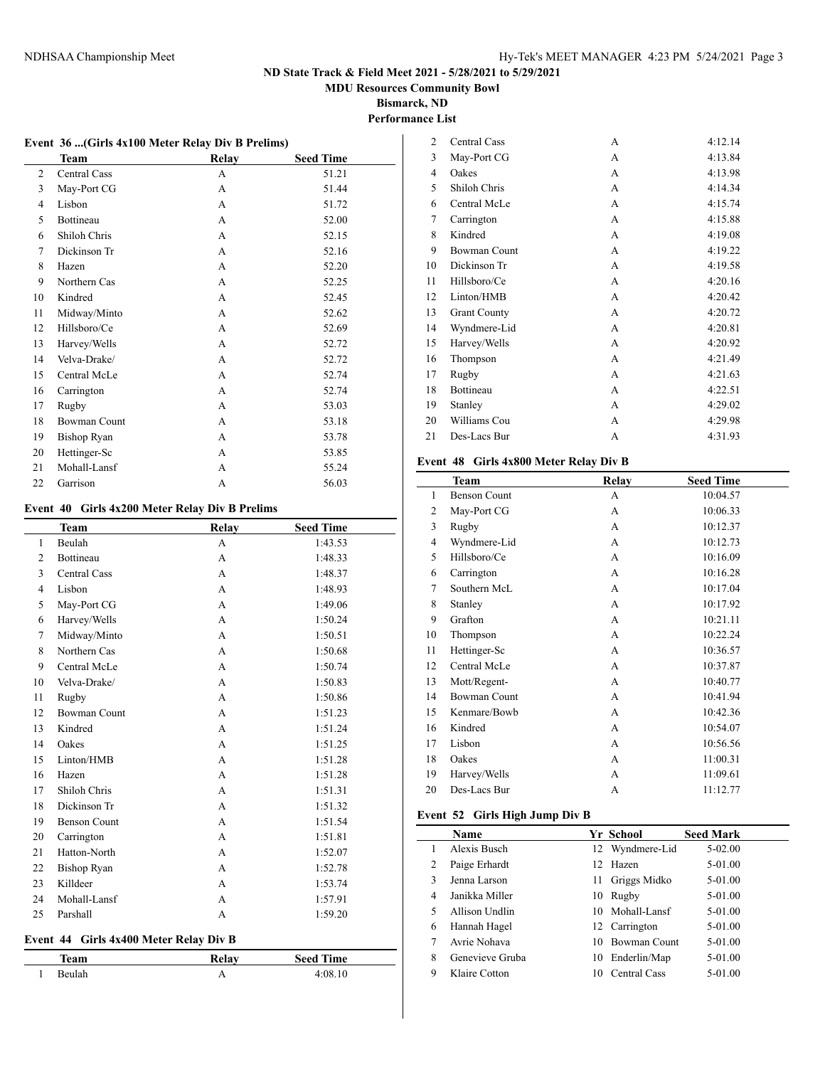# ND State Track & Field Meet 2021 - 5/28/2021 to 5/29/2021

**MDU Resources Community Bowl**

**Bismarck, ND**

**Performance List**

### Event 36 ...(Girls 4x100 Meter Relay Div B Prelims)

| | Team | Relay | Seed Time |
|---|---|---|---|
| 2 | Central Cass | A | 51.21 |
| 3 | May-Port CG | A | 51.44 |
| 4 | Lisbon | A | 51.72 |
| 5 | Bottineau | A | 52.00 |
| 6 | Shiloh Chris | A | 52.15 |
| 7 | Dickinson Tr | A | 52.16 |
| 8 | Hazen | A | 52.20 |
| 9 | Northern Cas | A | 52.25 |
| 10 | Kindred | A | 52.45 |
| 11 | Midway/Minto | A | 52.62 |
| 12 | Hillsboro/Ce | A | 52.69 |
| 13 | Harvey/Wells | A | 52.72 |
| 14 | Velva-Drake/ | A | 52.72 |
| 15 | Central McLe | A | 52.74 |
| 16 | Carrington | A | 52.74 |
| 17 | Rugby | A | 53.03 |
| 18 | Bowman Count | A | 53.18 |
| 19 | Bishop Ryan | A | 53.78 |
| 20 | Hettinger-Sc | A | 53.85 |
| 21 | Mohall-Lansf | A | 55.24 |
| 22 | Garrison | A | 56.03 |

### Event 40 Girls 4x200 Meter Relay Div B Prelims

| | Team | Relay | Seed Time |
|---|---|---|---|
| 1 | Beulah | A | 1:43.53 |
| 2 | Bottineau | A | 1:48.33 |
| 3 | Central Cass | A | 1:48.37 |
| 4 | Lisbon | A | 1:48.93 |
| 5 | May-Port CG | A | 1:49.06 |
| 6 | Harvey/Wells | A | 1:50.24 |
| 7 | Midway/Minto | A | 1:50.51 |
| 8 | Northern Cas | A | 1:50.68 |
| 9 | Central McLe | A | 1:50.74 |
| 10 | Velva-Drake/ | A | 1:50.83 |
| 11 | Rugby | A | 1:50.86 |
| 12 | Bowman Count | A | 1:51.23 |
| 13 | Kindred | A | 1:51.24 |
| 14 | Oakes | A | 1:51.25 |
| 15 | Linton/HMB | A | 1:51.28 |
| 16 | Hazen | A | 1:51.28 |
| 17 | Shiloh Chris | A | 1:51.31 |
| 18 | Dickinson Tr | A | 1:51.32 |
| 19 | Benson Count | A | 1:51.54 |
| 20 | Carrington | A | 1:51.81 |
| 21 | Hatton-North | A | 1:52.07 |
| 22 | Bishop Ryan | A | 1:52.78 |
| 23 | Killdeer | A | 1:53.74 |
| 24 | Mohall-Lansf | A | 1:57.91 |
| 25 | Parshall | A | 1:59.20 |

### Event 44 Girls 4x400 Meter Relay Div B

| | Team | Relay | Seed Time |
|---|---|---|---|
| 1 | Beulah | A | 4:08.10 |
| 2 | Central Cass | A | 4:12.14 |
| 3 | May-Port CG | A | 4:13.84 |
| 4 | Oakes | A | 4:13.98 |
| 5 | Shiloh Chris | A | 4:14.34 |
| 6 | Central McLe | A | 4:15.74 |
| 7 | Carrington | A | 4:15.88 |
| 8 | Kindred | A | 4:19.08 |
| 9 | Bowman Count | A | 4:19.22 |
| 10 | Dickinson Tr | A | 4:19.58 |
| 11 | Hillsboro/Ce | A | 4:20.16 |
| 12 | Linton/HMB | A | 4:20.42 |
| 13 | Grant County | A | 4:20.72 |
| 14 | Wyndmere-Lid | A | 4:20.81 |
| 15 | Harvey/Wells | A | 4:20.92 |
| 16 | Thompson | A | 4:21.49 |
| 17 | Rugby | A | 4:21.63 |
| 18 | Bottineau | A | 4:22.51 |
| 19 | Stanley | A | 4:29.02 |
| 20 | Williams Cou | A | 4:29.98 |
| 21 | Des-Lacs Bur | A | 4:31.93 |

### Event 48 Girls 4x800 Meter Relay Div B

| | Team | Relay | Seed Time |
|---|---|---|---|
| 1 | Benson Count | A | 10:04.57 |
| 2 | May-Port CG | A | 10:06.33 |
| 3 | Rugby | A | 10:12.37 |
| 4 | Wyndmere-Lid | A | 10:12.73 |
| 5 | Hillsboro/Ce | A | 10:16.09 |
| 6 | Carrington | A | 10:16.28 |
| 7 | Southern McL | A | 10:17.04 |
| 8 | Stanley | A | 10:17.92 |
| 9 | Grafton | A | 10:21.11 |
| 10 | Thompson | A | 10:22.24 |
| 11 | Hettinger-Sc | A | 10:36.57 |
| 12 | Central McLe | A | 10:37.87 |
| 13 | Mott/Regent- | A | 10:40.77 |
| 14 | Bowman Count | A | 10:41.94 |
| 15 | Kenmare/Bowb | A | 10:42.36 |
| 16 | Kindred | A | 10:54.07 |
| 17 | Lisbon | A | 10:56.56 |
| 18 | Oakes | A | 11:00.31 |
| 19 | Harvey/Wells | A | 11:09.61 |
| 20 | Des-Lacs Bur | A | 11:12.77 |

### Event 52 Girls High Jump Div B

| | Name | Yr | School | Seed Mark |
|---|---|---|---|---|
| 1 | Alexis Busch | 12 | Wyndmere-Lid | 5-02.00 |
| 2 | Paige Erhardt | 12 | Hazen | 5-01.00 |
| 3 | Jenna Larson | 11 | Griggs Midko | 5-01.00 |
| 4 | Janikka Miller | 10 | Rugby | 5-01.00 |
| 5 | Allison Undlin | 10 | Mohall-Lansf | 5-01.00 |
| 6 | Hannah Hagel | 12 | Carrington | 5-01.00 |
| 7 | Avrie Nohava | 10 | Bowman Count | 5-01.00 |
| 8 | Genevieve Gruba | 10 | Enderlin/Map | 5-01.00 |
| 9 | Klaire Cotton | 10 | Central Cass | 5-01.00 |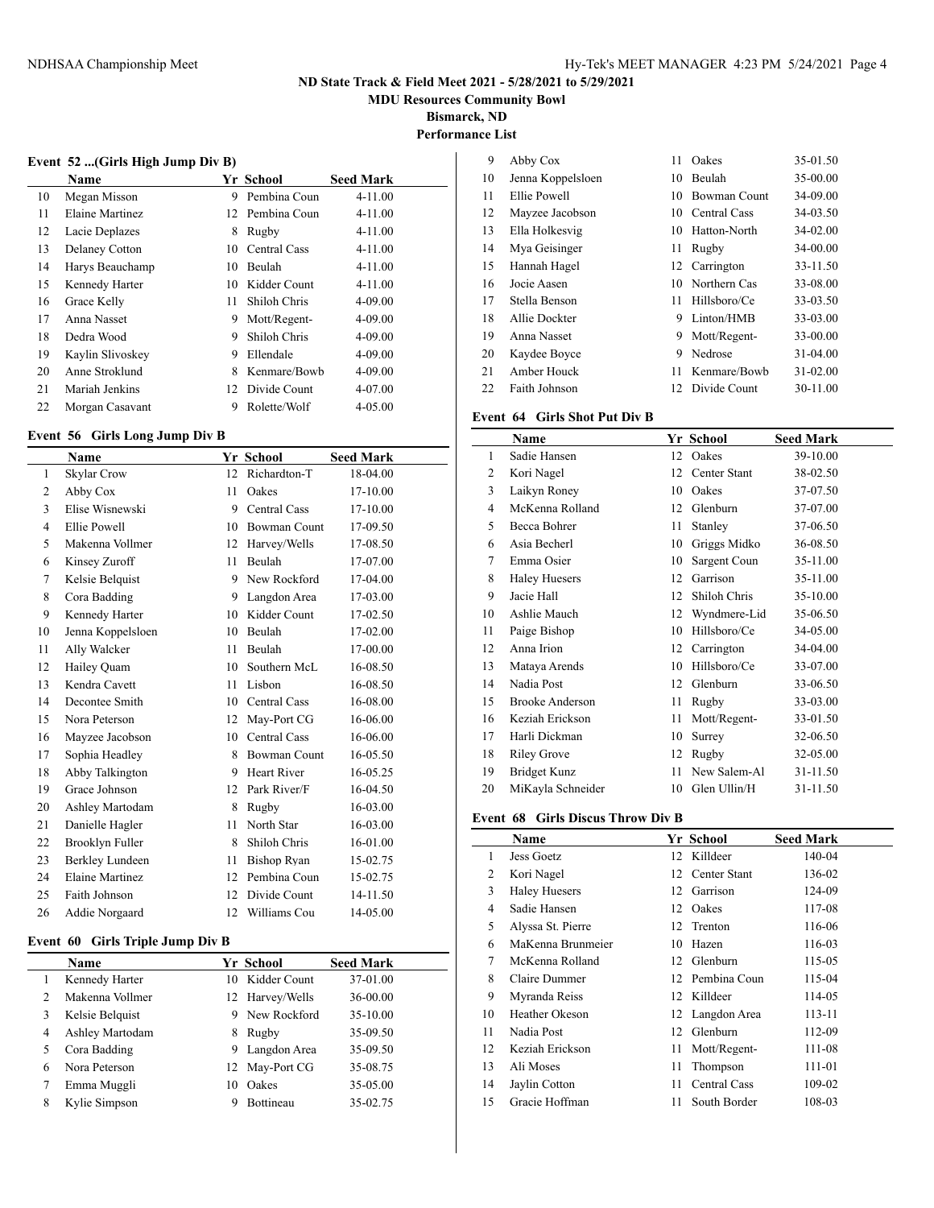## ND State Track & Field Meet 2021 - 5/28/2021 to 5/29/2021

**MDU Resources Community Bowl**

**Bismarck, ND**

**Performance List**

### Event 52 ...(Girls High Jump Div B)

| | Name | Yr | School | Seed Mark |
|---|---|---|---|---|
| 10 | Megan Misson | 9 | Pembina Coun | 4-11.00 |
| 11 | Elaine Martinez | 12 | Pembina Coun | 4-11.00 |
| 12 | Lacie Deplazes | 8 | Rugby | 4-11.00 |
| 13 | Delaney Cotton | 10 | Central Cass | 4-11.00 |
| 14 | Harys Beauchamp | 10 | Beulah | 4-11.00 |
| 15 | Kennedy Harter | 10 | Kidder Count | 4-11.00 |
| 16 | Grace Kelly | 11 | Shiloh Chris | 4-09.00 |
| 17 | Anna Nasset | 9 | Mott/Regent- | 4-09.00 |
| 18 | Dedra Wood | 9 | Shiloh Chris | 4-09.00 |
| 19 | Kaylin Slivoskey | 9 | Ellendale | 4-09.00 |
| 20 | Anne Stroklund | 8 | Kenmare/Bowb | 4-09.00 |
| 21 | Mariah Jenkins | 12 | Divide Count | 4-07.00 |
| 22 | Morgan Casavant | 9 | Rolette/Wolf | 4-05.00 |

### Event 56 Girls Long Jump Div B

| | Name | Yr | School | Seed Mark |
|---|---|---|---|---|
| 1 | Skylar Crow | 12 | Richardton-T | 18-04.00 |
| 2 | Abby Cox | 11 | Oakes | 17-10.00 |
| 3 | Elise Wisnewski | 9 | Central Cass | 17-10.00 |
| 4 | Ellie Powell | 10 | Bowman Count | 17-09.50 |
| 5 | Makenna Vollmer | 12 | Harvey/Wells | 17-08.50 |
| 6 | Kinsey Zuroff | 11 | Beulah | 17-07.00 |
| 7 | Kelsie Belquist | 9 | New Rockford | 17-04.00 |
| 8 | Cora Badding | 9 | Langdon Area | 17-03.00 |
| 9 | Kennedy Harter | 10 | Kidder Count | 17-02.50 |
| 10 | Jenna Koppelsloen | 10 | Beulah | 17-02.00 |
| 11 | Ally Walcker | 11 | Beulah | 17-00.00 |
| 12 | Hailey Quam | 10 | Southern McL | 16-08.50 |
| 13 | Kendra Cavett | 11 | Lisbon | 16-08.50 |
| 14 | Decontee Smith | 10 | Central Cass | 16-08.00 |
| 15 | Nora Peterson | 12 | May-Port CG | 16-06.00 |
| 16 | Mayzee Jacobson | 10 | Central Cass | 16-06.00 |
| 17 | Sophia Headley | 8 | Bowman Count | 16-05.50 |
| 18 | Abby Talkington | 9 | Heart River | 16-05.25 |
| 19 | Grace Johnson | 12 | Park River/F | 16-04.50 |
| 20 | Ashley Martodam | 8 | Rugby | 16-03.00 |
| 21 | Danielle Hagler | 11 | North Star | 16-03.00 |
| 22 | Brooklyn Fuller | 8 | Shiloh Chris | 16-01.00 |
| 23 | Berkley Lundeen | 11 | Bishop Ryan | 15-02.75 |
| 24 | Elaine Martinez | 12 | Pembina Coun | 15-02.75 |
| 25 | Faith Johnson | 12 | Divide Count | 14-11.50 |
| 26 | Addie Norgaard | 12 | Williams Cou | 14-05.00 |

### Event 60 Girls Triple Jump Div B

| | Name | Yr | School | Seed Mark |
|---|---|---|---|---|
| 1 | Kennedy Harter | 10 | Kidder Count | 37-01.00 |
| 2 | Makenna Vollmer | 12 | Harvey/Wells | 36-00.00 |
| 3 | Kelsie Belquist | 9 | New Rockford | 35-10.00 |
| 4 | Ashley Martodam | 8 | Rugby | 35-09.50 |
| 5 | Cora Badding | 9 | Langdon Area | 35-09.50 |
| 6 | Nora Peterson | 12 | May-Port CG | 35-08.75 |
| 7 | Emma Muggli | 10 | Oakes | 35-05.00 |
| 8 | Kylie Simpson | 9 | Bottineau | 35-02.75 |
| 9 | Abby Cox | 11 | Oakes | 35-01.50 |
| 10 | Jenna Koppelsloen | 10 | Beulah | 35-00.00 |
| 11 | Ellie Powell | 10 | Bowman Count | 34-09.00 |
| 12 | Mayzee Jacobson | 10 | Central Cass | 34-03.50 |
| 13 | Ella Holkesvig | 10 | Hatton-North | 34-02.00 |
| 14 | Mya Geisinger | 11 | Rugby | 34-00.00 |
| 15 | Hannah Hagel | 12 | Carrington | 33-11.50 |
| 16 | Jocie Aasen | 10 | Northern Cas | 33-08.00 |
| 17 | Stella Benson | 11 | Hillsboro/Ce | 33-03.50 |
| 18 | Allie Dockter | 9 | Linton/HMB | 33-03.00 |
| 19 | Anna Nasset | 9 | Mott/Regent- | 33-00.00 |
| 20 | Kaydee Boyce | 9 | Nedrose | 31-04.00 |
| 21 | Amber Houck | 11 | Kenmare/Bowb | 31-02.00 |
| 22 | Faith Johnson | 12 | Divide Count | 30-11.00 |

### Event 64 Girls Shot Put Div B

| | Name | Yr | School | Seed Mark |
|---|---|---|---|---|
| 1 | Sadie Hansen | 12 | Oakes | 39-10.00 |
| 2 | Kori Nagel | 12 | Center Stant | 38-02.50 |
| 3 | Laikyn Roney | 10 | Oakes | 37-07.50 |
| 4 | McKenna Rolland | 12 | Glenburn | 37-07.00 |
| 5 | Becca Bohrer | 11 | Stanley | 37-06.50 |
| 6 | Asia Becherl | 10 | Griggs Midko | 36-08.50 |
| 7 | Emma Osier | 10 | Sargent Coun | 35-11.00 |
| 8 | Haley Huesers | 12 | Garrison | 35-11.00 |
| 9 | Jacie Hall | 12 | Shiloh Chris | 35-10.00 |
| 10 | Ashlie Mauch | 12 | Wyndmere-Lid | 35-06.50 |
| 11 | Paige Bishop | 10 | Hillsboro/Ce | 34-05.00 |
| 12 | Anna Irion | 12 | Carrington | 34-04.00 |
| 13 | Mataya Arends | 10 | Hillsboro/Ce | 33-07.00 |
| 14 | Nadia Post | 12 | Glenburn | 33-06.50 |
| 15 | Brooke Anderson | 11 | Rugby | 33-03.00 |
| 16 | Keziah Erickson | 11 | Mott/Regent- | 33-01.50 |
| 17 | Harli Dickman | 10 | Surrey | 32-06.50 |
| 18 | Riley Grove | 12 | Rugby | 32-05.00 |
| 19 | Bridget Kunz | 11 | New Salem-Al | 31-11.50 |
| 20 | MiKayla Schneider | 10 | Glen Ullin/H | 31-11.50 |

### Event 68 Girls Discus Throw Div B

| | Name | Yr | School | Seed Mark |
|---|---|---|---|---|
| 1 | Jess Goetz | 12 | Killdeer | 140-04 |
| 2 | Kori Nagel | 12 | Center Stant | 136-02 |
| 3 | Haley Huesers | 12 | Garrison | 124-09 |
| 4 | Sadie Hansen | 12 | Oakes | 117-08 |
| 5 | Alyssa St. Pierre | 12 | Trenton | 116-06 |
| 6 | MaKenna Brunmeier | 10 | Hazen | 116-03 |
| 7 | McKenna Rolland | 12 | Glenburn | 115-05 |
| 8 | Claire Dummer | 12 | Pembina Coun | 115-04 |
| 9 | Myranda Reiss | 12 | Killdeer | 114-05 |
| 10 | Heather Okeson | 12 | Langdon Area | 113-11 |
| 11 | Nadia Post | 12 | Glenburn | 112-09 |
| 12 | Keziah Erickson | 11 | Mott/Regent- | 111-08 |
| 13 | Ali Moses | 11 | Thompson | 111-01 |
| 14 | Jaylin Cotton | 11 | Central Cass | 109-02 |
| 15 | Gracie Hoffman | 11 | South Border | 108-03 |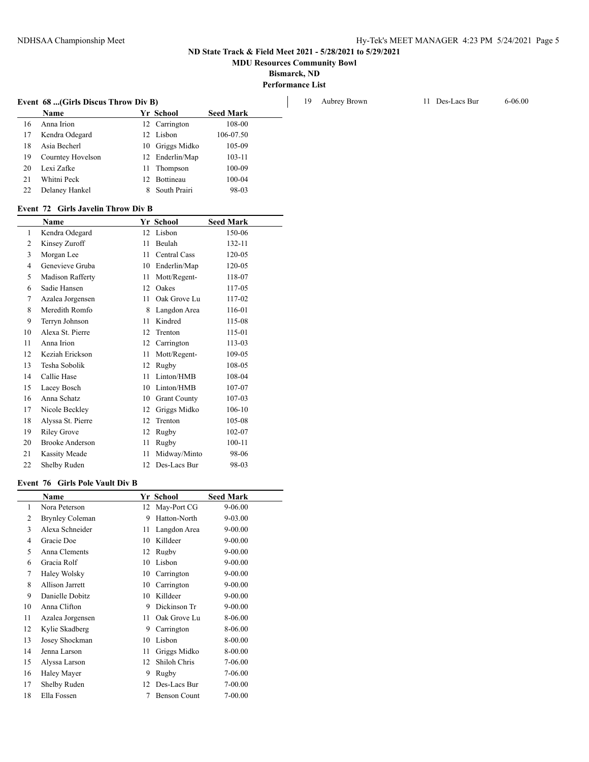**ND State Track & Field Meet 2021 - 5/28/2021 to 5/29/2021**
**MDU Resources Community Bowl**
**Bismarck, ND**
**Performance List**

### Event 68 ...(Girls Discus Throw Div B)

| | Name | Yr | School | Seed Mark |
|---|---|---|---|---|
| 16 | Anna Irion | 12 | Carrington | 108-00 |
| 17 | Kendra Odegard | 12 | Lisbon | 106-07.50 |
| 18 | Asia Becherl | 10 | Griggs Midko | 105-09 |
| 19 | Courntey Hovelson | 12 | Enderlin/Map | 103-11 |
| 20 | Lexi Zafke | 11 | Thompson | 100-09 |
| 21 | Whitni Peck | 12 | Bottineau | 100-04 |
| 22 | Delaney Hankel | 8 | South Prairi | 98-03 |

### Event 72 Girls Javelin Throw Div B

| | Name | Yr | School | Seed Mark |
|---|---|---|---|---|
| 1 | Kendra Odegard | 12 | Lisbon | 150-06 |
| 2 | Kinsey Zuroff | 11 | Beulah | 132-11 |
| 3 | Morgan Lee | 11 | Central Cass | 120-05 |
| 4 | Genevieve Gruba | 10 | Enderlin/Map | 120-05 |
| 5 | Madison Rafferty | 11 | Mott/Regent- | 118-07 |
| 6 | Sadie Hansen | 12 | Oakes | 117-05 |
| 7 | Azalea Jorgensen | 11 | Oak Grove Lu | 117-02 |
| 8 | Meredith Romfo | 8 | Langdon Area | 116-01 |
| 9 | Terryn Johnson | 11 | Kindred | 115-08 |
| 10 | Alexa St. Pierre | 12 | Trenton | 115-01 |
| 11 | Anna Irion | 12 | Carrington | 113-03 |
| 12 | Keziah Erickson | 11 | Mott/Regent- | 109-05 |
| 13 | Tesha Sobolik | 12 | Rugby | 108-05 |
| 14 | Callie Hase | 11 | Linton/HMB | 108-04 |
| 15 | Lacey Bosch | 10 | Linton/HMB | 107-07 |
| 16 | Anna Schatz | 10 | Grant County | 107-03 |
| 17 | Nicole Beckley | 12 | Griggs Midko | 106-10 |
| 18 | Alyssa St. Pierre | 12 | Trenton | 105-08 |
| 19 | Riley Grove | 12 | Rugby | 102-07 |
| 20 | Brooke Anderson | 11 | Rugby | 100-11 |
| 21 | Kassity Meade | 11 | Midway/Minto | 98-06 |
| 22 | Shelby Ruden | 12 | Des-Lacs Bur | 98-03 |

### Event 76 Girls Pole Vault Div B

| | Name | Yr | School | Seed Mark |
|---|---|---|---|---|
| 1 | Nora Peterson | 12 | May-Port CG | 9-06.00 |
| 2 | Brynley Coleman | 9 | Hatton-North | 9-03.00 |
| 3 | Alexa Schneider | 11 | Langdon Area | 9-00.00 |
| 4 | Gracie Doe | 10 | Killdeer | 9-00.00 |
| 5 | Anna Clements | 12 | Rugby | 9-00.00 |
| 6 | Gracia Rolf | 10 | Lisbon | 9-00.00 |
| 7 | Haley Wolsky | 10 | Carrington | 9-00.00 |
| 8 | Allison Jarrett | 10 | Carrington | 9-00.00 |
| 9 | Danielle Dobitz | 10 | Killdeer | 9-00.00 |
| 10 | Anna Clifton | 9 | Dickinson Tr | 9-00.00 |
| 11 | Azalea Jorgensen | 11 | Oak Grove Lu | 8-06.00 |
| 12 | Kylie Skadberg | 9 | Carrington | 8-06.00 |
| 13 | Josey Shockman | 10 | Lisbon | 8-00.00 |
| 14 | Jenna Larson | 11 | Griggs Midko | 8-00.00 |
| 15 | Alyssa Larson | 12 | Shiloh Chris | 7-06.00 |
| 16 | Haley Mayer | 9 | Rugby | 7-06.00 |
| 17 | Shelby Ruden | 12 | Des-Lacs Bur | 7-00.00 |
| 18 | Ella Fossen | 7 | Benson Count | 7-00.00 |
| 19 | Aubrey Brown | 11 | Des-Lacs Bur | 6-06.00 |